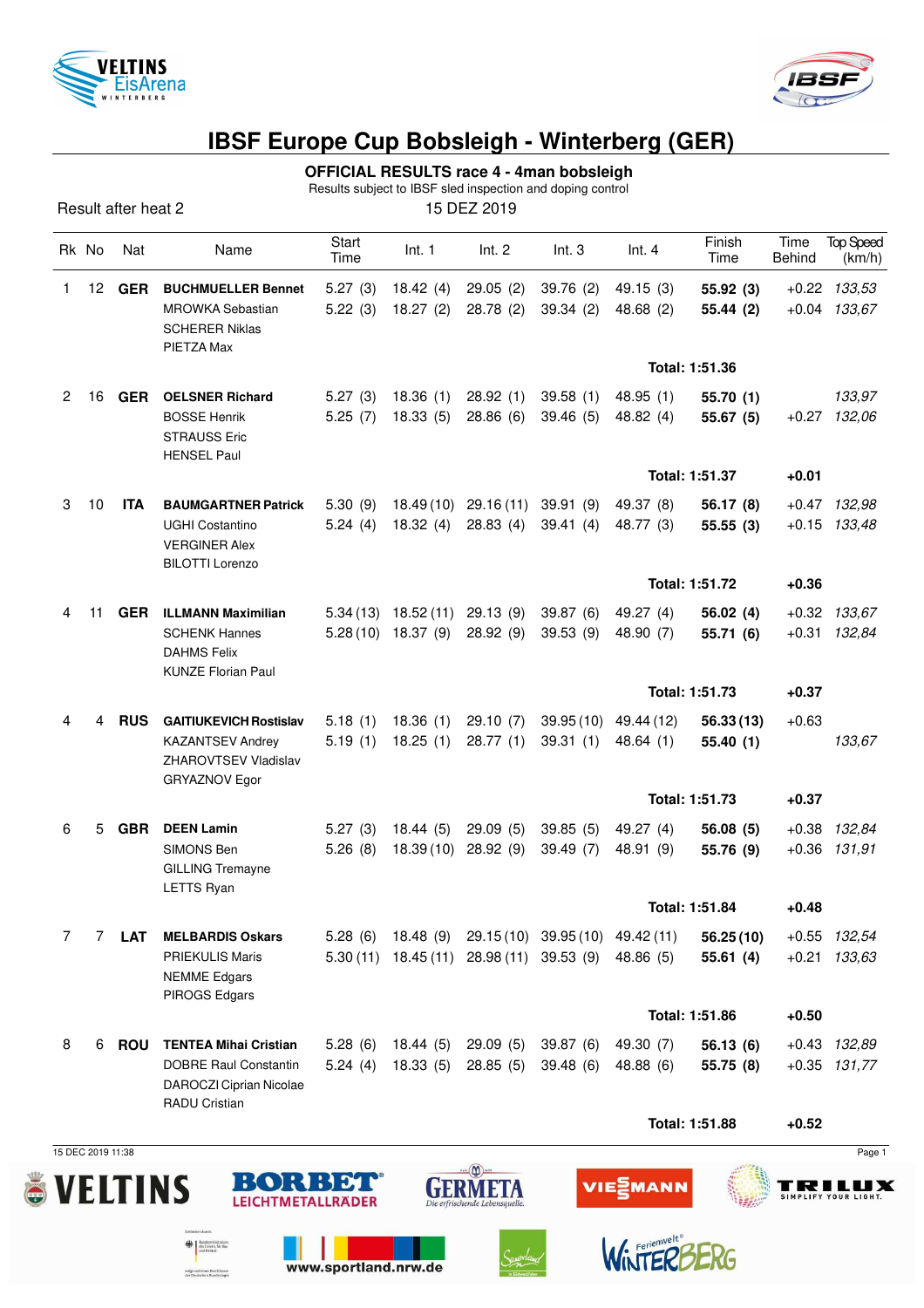# IBSF Europe Cup Bobsleigh - Winterberg (GER)

## OFFICIAL RESULTS race 4 - 4man bobsleigh

Results subject to IBSF sled inspection and doping control

Result after heat 2

15 DEZ 2019

| Rk | No | Nat | Name | Start Time | Int. 1 | Int. 2 | Int. 3 | Int. 4 | Finish Time | Time Behind | Top Speed (km/h) |
|---|---|---|---|---|---|---|---|---|---|---|---|
| 1 | 12 | **GER** | **BUCHMUELLER Bennet** | 5.27 (3) | 18.42 (4) | 29.05 (2) | 39.76 (2) | 49.15 (3) | **55.92 (3)** | +0.22 | *133,53* |
| | | | MROWKA Sebastian | 5.22 (3) | 18.27 (2) | 28.78 (2) | 39.34 (2) | 48.68 (2) | **55.44 (2)** | +0.04 | *133,67* |
| | | | SCHERER Niklas | | | | | | | | |
| | | | PIETZA Max | | | | | | | | |
| | | | | | | | | | **Total: 1:51.36** | | |
| 2 | 16 | **GER** | **OELSNER Richard** | 5.27 (3) | 18.36 (1) | 28.92 (1) | 39.58 (1) | 48.95 (1) | **55.70 (1)** | | *133,97* |
| | | | BOSSE Henrik | 5.25 (7) | 18.33 (5) | 28.86 (6) | 39.46 (5) | 48.82 (4) | **55.67 (5)** | +0.27 | *132,06* |
| | | | STRAUSS Eric | | | | | | | | |
| | | | HENSEL Paul | | | | | | | | |
| | | | | | | | | | **Total: 1:51.37** | **+0.01** | |
| 3 | 10 | **ITA** | **BAUMGARTNER Patrick** | 5.30 (9) | 18.49 (10) | 29.16 (11) | 39.91 (9) | 49.37 (8) | **56.17 (8)** | +0.47 | *132,98* |
| | | | UGHI Costantino | 5.24 (4) | 18.32 (4) | 28.83 (4) | 39.41 (4) | 48.77 (3) | **55.55 (3)** | +0.15 | *133,48* |
| | | | VERGINER Alex | | | | | | | | |
| | | | BILOTTI Lorenzo | | | | | | | | |
| | | | | | | | | | **Total: 1:51.72** | **+0.36** | |
| 4 | 11 | **GER** | **ILLMANN Maximilian** | 5.34 (13) | 18.52 (11) | 29.13 (9) | 39.87 (6) | 49.27 (4) | **56.02 (4)** | +0.32 | *133,67* |
| | | | SCHENK Hannes | 5.28 (10) | 18.37 (9) | 28.92 (9) | 39.53 (9) | 48.90 (7) | **55.71 (6)** | +0.31 | *132,84* |
| | | | DAHMS Felix | | | | | | | | |
| | | | KUNZE Florian Paul | | | | | | | | |
| | | | | | | | | | **Total: 1:51.73** | **+0.37** | |
| 4 | 4 | **RUS** | **GAITIUKEVICH Rostislav** | 5.18 (1) | 18.36 (1) | 29.10 (7) | 39.95 (10) | 49.44 (12) | **56.33 (13)** | +0.63 | |
| | | | KAZANTSEV Andrey | 5.19 (1) | 18.25 (1) | 28.77 (1) | 39.31 (1) | 48.64 (1) | **55.40 (1)** | | *133,67* |
| | | | ZHAROVTSEV Vladislav | | | | | | | | |
| | | | GRYAZNOV Egor | | | | | | | | |
| | | | | | | | | | **Total: 1:51.73** | **+0.37** | |
| 6 | 5 | **GBR** | **DEEN Lamin** | 5.27 (3) | 18.44 (5) | 29.09 (5) | 39.85 (5) | 49.27 (4) | **56.08 (5)** | +0.38 | *132,84* |
| | | | SIMONS Ben | 5.26 (8) | 18.39 (10) | 28.92 (9) | 39.49 (7) | 48.91 (9) | **55.76 (9)** | +0.36 | *131,91* |
| | | | GILLING Tremayne | | | | | | | | |
| | | | LETTS Ryan | | | | | | | | |
| | | | | | | | | | **Total: 1:51.84** | **+0.48** | |
| 7 | 7 | **LAT** | **MELBARDIS Oskars** | 5.28 (6) | 18.48 (9) | 29.15 (10) | 39.95 (10) | 49.42 (11) | **56.25 (10)** | +0.55 | *132,54* |
| | | | PRIEKULIS Maris | 5.30 (11) | 18.45 (11) | 28.98 (11) | 39.53 (9) | 48.86 (5) | **55.61 (4)** | +0.21 | *133,63* |
| | | | NEMME Edgars | | | | | | | | |
| | | | PIROGS Edgars | | | | | | | | |
| | | | | | | | | | **Total: 1:51.86** | **+0.50** | |
| 8 | 6 | **ROU** | **TENTEA Mihai Cristian** | 5.28 (6) | 18.44 (5) | 29.09 (5) | 39.87 (6) | 49.30 (7) | **56.13 (6)** | +0.43 | *132,89* |
| | | | DOBRE Raul Constantin | 5.24 (4) | 18.33 (5) | 28.85 (5) | 39.48 (6) | 48.88 (6) | **55.75 (8)** | +0.35 | *131,77* |
| | | | DAROCZI Ciprian Nicolae | | | | | | | | |
| | | | RADU Cristian | | | | | | | | |
| | | | | | | | | | **Total: 1:51.88** | **+0.52** | |

15 DEC 2019 11:38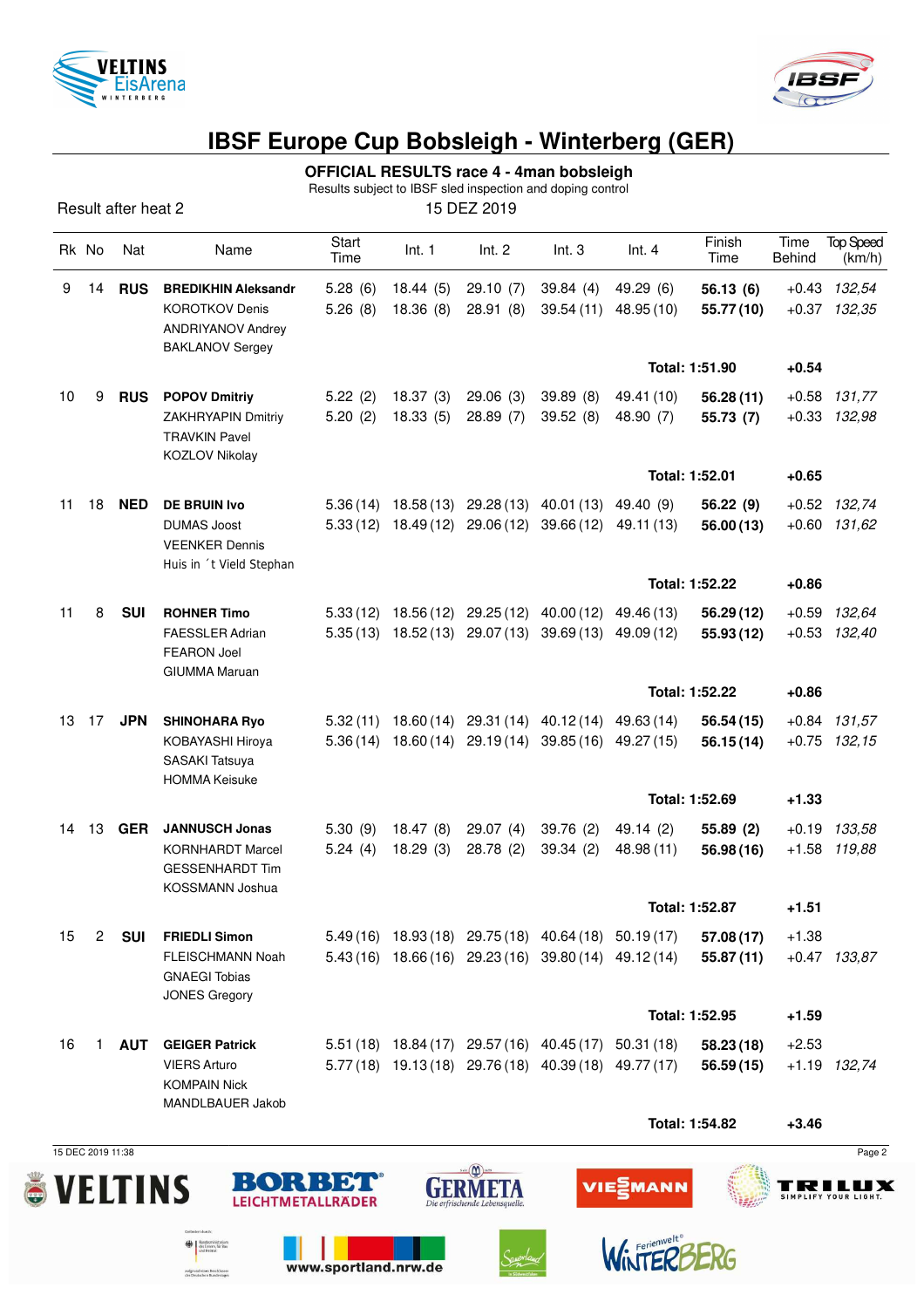# IBSF Europe Cup Bobsleigh - Winterberg (GER)

## OFFICIAL RESULTS race 4 - 4man bobsleigh

Results subject to IBSF sled inspection and doping control

Result after heat 2

15 DEZ 2019

| Rk | No | Nat | Name | Start Time | Int. 1 | Int. 2 | Int. 3 | Int. 4 | Finish Time | Time Behind | Top Speed (km/h) |
|---|---|---|---|---|---|---|---|---|---|---|---|
| 9 | 14 | **RUS** | **BREDIKHIN Aleksandr** | 5.28 (6) | 18.44 (5) | 29.10 (7) | 39.84 (4) | 49.29 (6) | **56.13 (6)** | +0.43 | *132,54* |
| | | | KOROTKOV Denis | 5.26 (8) | 18.36 (8) | 28.91 (8) | 39.54 (11) | 48.95 (10) | **55.77 (10)** | +0.37 | *132,35* |
| | | | ANDRIYANOV Andrey | | | | | | | | |
| | | | BAKLANOV Sergey | | | | | | | | |
| | | | | | | | | | **Total: 1:51.90** | **+0.54** | |
| 10 | 9 | **RUS** | **POPOV Dmitriy** | 5.22 (2) | 18.37 (3) | 29.06 (3) | 39.89 (8) | 49.41 (10) | **56.28 (11)** | +0.58 | *131,77* |
| | | | ZAKHRYAPIN Dmitriy | 5.20 (2) | 18.33 (5) | 28.89 (7) | 39.52 (8) | 48.90 (7) | **55.73 (7)** | +0.33 | *132,98* |
| | | | TRAVKIN Pavel | | | | | | | | |
| | | | KOZLOV Nikolay | | | | | | | | |
| | | | | | | | | | **Total: 1:52.01** | **+0.65** | |
| 11 | 18 | **NED** | **DE BRUIN Ivo** | 5.36 (14) | 18.58 (13) | 29.28 (13) | 40.01 (13) | 49.40 (9) | **56.22 (9)** | +0.52 | *132,74* |
| | | | DUMAS Joost | 5.33 (12) | 18.49 (12) | 29.06 (12) | 39.66 (12) | 49.11 (13) | **56.00 (13)** | +0.60 | *131,62* |
| | | | VEENKER Dennis | | | | | | | | |
| | | | Huis in ´t Vield Stephan | | | | | | | | |
| | | | | | | | | | **Total: 1:52.22** | **+0.86** | |
| 11 | 8 | **SUI** | **ROHNER Timo** | 5.33 (12) | 18.56 (12) | 29.25 (12) | 40.00 (12) | 49.46 (13) | **56.29 (12)** | +0.59 | *132,64* |
| | | | FAESSLER Adrian | 5.35 (13) | 18.52 (13) | 29.07 (13) | 39.69 (13) | 49.09 (12) | **55.93 (12)** | +0.53 | *132,40* |
| | | | FEARON Joel | | | | | | | | |
| | | | GIUMMA Maruan | | | | | | | | |
| | | | | | | | | | **Total: 1:52.22** | **+0.86** | |
| 13 | 17 | **JPN** | **SHINOHARA Ryo** | 5.32 (11) | 18.60 (14) | 29.31 (14) | 40.12 (14) | 49.63 (14) | **56.54 (15)** | +0.84 | *131,57* |
| | | | KOBAYASHI Hiroya | 5.36 (14) | 18.60 (14) | 29.19 (14) | 39.85 (16) | 49.27 (15) | **56.15 (14)** | +0.75 | *132,15* |
| | | | SASAKI Tatsuya | | | | | | | | |
| | | | HOMMA Keisuke | | | | | | | | |
| | | | | | | | | | **Total: 1:52.69** | **+1.33** | |
| 14 | 13 | **GER** | **JANNUSCH Jonas** | 5.30 (9) | 18.47 (8) | 29.07 (4) | 39.76 (2) | 49.14 (2) | **55.89 (2)** | +0.19 | *133,58* |
| | | | KORNHARDT Marcel | 5.24 (4) | 18.29 (3) | 28.78 (2) | 39.34 (2) | 48.98 (11) | **56.98 (16)** | +1.58 | *119,88* |
| | | | GESSENHARDT Tim | | | | | | | | |
| | | | KOSSMANN Joshua | | | | | | | | |
| | | | | | | | | | **Total: 1:52.87** | **+1.51** | |
| 15 | 2 | **SUI** | **FRIEDLI Simon** | 5.49 (16) | 18.93 (18) | 29.75 (18) | 40.64 (18) | 50.19 (17) | **57.08 (17)** | +1.38 | |
| | | | FLEISCHMANN Noah | 5.43 (16) | 18.66 (16) | 29.23 (16) | 39.80 (14) | 49.12 (14) | **55.87 (11)** | +0.47 | *133,87* |
| | | | GNAEGI Tobias | | | | | | | | |
| | | | JONES Gregory | | | | | | | | |
| | | | | | | | | | **Total: 1:52.95** | **+1.59** | |
| 16 | 1 | **AUT** | **GEIGER Patrick** | 5.51 (18) | 18.84 (17) | 29.57 (16) | 40.45 (17) | 50.31 (18) | **58.23 (18)** | +2.53 | |
| | | | VIERS Arturo | 5.77 (18) | 19.13 (18) | 29.76 (18) | 40.39 (18) | 49.77 (17) | **56.59 (15)** | +1.19 | *132,74* |
| | | | KOMPAIN Nick | | | | | | | | |
| | | | MANDLBAUER Jakob | | | | | | | | |
| | | | | | | | | | **Total: 1:54.82** | **+3.46** | |

15 DEC 2019 11:38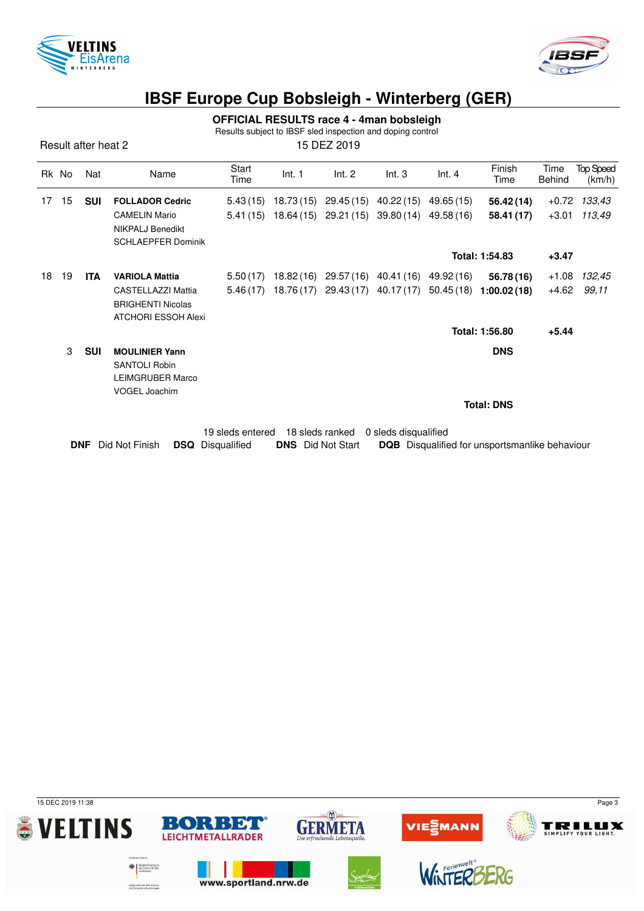# IBSF Europe Cup Bobsleigh - Winterberg (GER)

## OFFICIAL RESULTS race 4 - 4man bobsleigh

Results subject to IBSF sled inspection and doping control

Result after heat 2

15 DEZ 2019

| Rk | No | Nat | Name | Start Time | Int. 1 | Int. 2 | Int. 3 | Int. 4 | Finish Time | Time Behind | Top Speed (km/h) |
|---|---|---|---|---|---|---|---|---|---|---|---|
| 17 | 15 | **SUI** | **FOLLADOR Cedric** | 5.43 (15) | 18.73 (15) | 29.45 (15) | 40.22 (15) | 49.65 (15) | **56.42 (14)** | +0.72 | *133,43* |
| | | | CAMELIN Mario | 5.41 (15) | 18.64 (15) | 29.21 (15) | 39.80 (14) | 49.58 (16) | **58.41 (17)** | +3.01 | *113,49* |
| | | | NIKPALJ Benedikt | | | | | | | | |
| | | | SCHLAEPFER Dominik | | | | | | | | |
| | | | | | | | | | **Total: 1:54.83** | **+3.47** | |
| 18 | 19 | **ITA** | **VARIOLA Mattia** | 5.50 (17) | 18.82 (16) | 29.57 (16) | 40.41 (16) | 49.92 (16) | **56.78 (16)** | +1.08 | *132,45* |
| | | | CASTELLAZZI Mattia | 5.46 (17) | 18.76 (17) | 29.43 (17) | 40.17 (17) | 50.45 (18) | **1:00.02 (18)** | +4.62 | *99,11* |
| | | | BRIGHENTI Nicolas | | | | | | | | |
| | | | ATCHORI ESSOH Alexi | | | | | | | | |
| | | | | | | | | | **Total: 1:56.80** | **+5.44** | |
| | 3 | **SUI** | **MOULINIER Yann** | | | | | | **DNS** | | |
| | | | SANTOLI Robin | | | | | | | | |
| | | | LEIMGRUBER Marco | | | | | | | | |
| | | | VOGEL Joachim | | | | | | | | |
| | | | | | | | | | **Total: DNS** | | |

19 sleds entered   18 sleds ranked   0 sleds disqualified

**DNF** Did Not Finish   **DSQ** Disqualified   **DNS** Did Not Start   **DQB** Disqualified for unsportsmanlike behaviour

15 DEC 2019 11:38